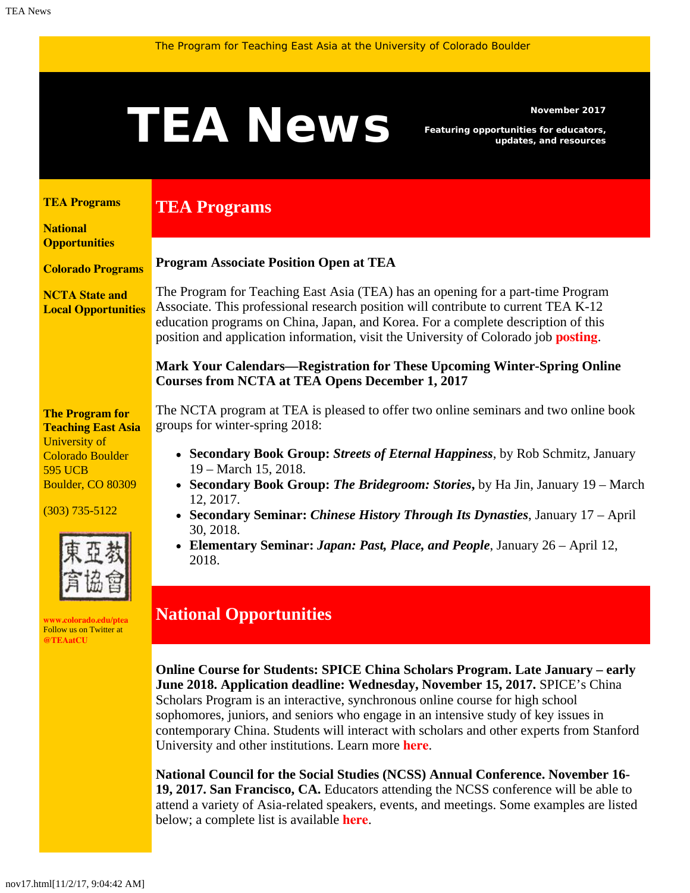The Program for Teaching East Asia at the University of Colorado Boulder

# TEA News

**November 2017**

**Featuring opportunities for educators, updates, and resources**

**TEA Programs**

**National Opportunities**

**Colorado Programs**

**NCTA State and Local Opportunities**

**The Program for Teaching East Asia**
University of Colorado Boulder
595 UCB
Boulder, CO 80309

(303) 735-5122

東亞教育協會

**www.colorado.edu/ptea**
Follow us on Twitter at **@TEAatCU**

## TEA Programs

### Program Associate Position Open at TEA

The Program for Teaching East Asia (TEA) has an opening for a part-time Program Associate. This professional research position will contribute to current TEA K-12 education programs on China, Japan, and Korea. For a complete description of this position and application information, visit the University of Colorado job **posting**.

### Mark Your Calendars—Registration for These Upcoming Winter-Spring Online Courses from NCTA at TEA Opens December 1, 2017

The NCTA program at TEA is pleased to offer two online seminars and two online book groups for winter-spring 2018:

- **Secondary Book Group:** ***Streets of Eternal Happiness***, by Rob Schmitz, January 19 – March 15, 2018.
- **Secondary Book Group:** ***The Bridegroom: Stories*,** by Ha Jin, January 19 – March 12, 2017.
- **Secondary Seminar:** ***Chinese History Through Its Dynasties***, January 17 – April 30, 2018.
- **Elementary Seminar:** ***Japan: Past, Place, and People***, January 26 – April 12, 2018.

## National Opportunities

**Online Course for Students: SPICE China Scholars Program. Late January – early June 2018. Application deadline: Wednesday, November 15, 2017.** SPICE's China Scholars Program is an interactive, synchronous online course for high school sophomores, juniors, and seniors who engage in an intensive study of key issues in contemporary China. Students will interact with scholars and other experts from Stanford University and other institutions. Learn more **here**.

**National Council for the Social Studies (NCSS) Annual Conference. November 16-19, 2017. San Francisco, CA.** Educators attending the NCSS conference will be able to attend a variety of Asia-related speakers, events, and meetings. Some examples are listed below; a complete list is available **here**.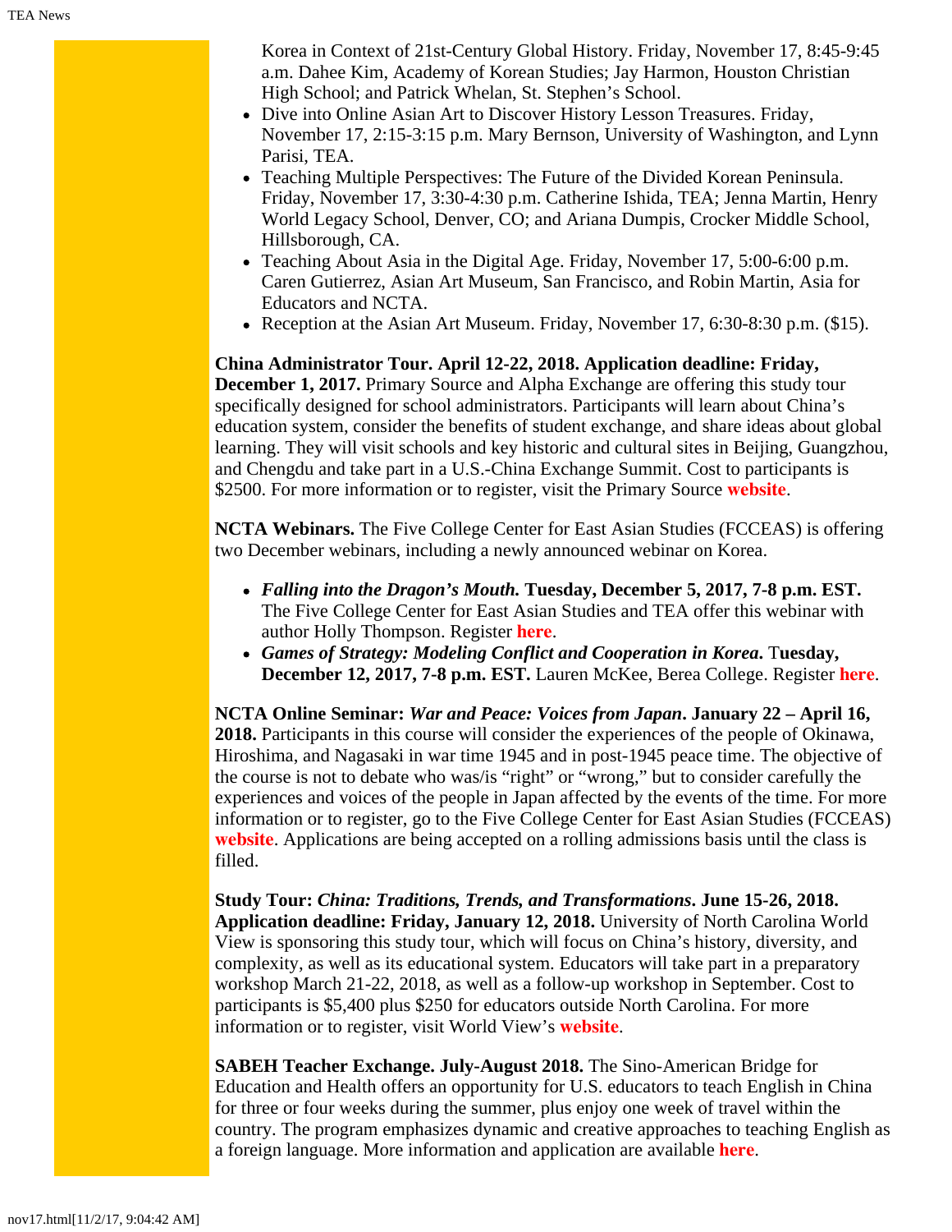Korea in Context of 21st-Century Global History. Friday, November 17, 8:45-9:45 a.m. Dahee Kim, Academy of Korean Studies; Jay Harmon, Houston Christian High School; and Patrick Whelan, St. Stephen's School.

- Dive into Online Asian Art to Discover History Lesson Treasures. Friday, November 17, 2:15-3:15 p.m. Mary Bernson, University of Washington, and Lynn Parisi, TEA.
- Teaching Multiple Perspectives: The Future of the Divided Korean Peninsula. Friday, November 17, 3:30-4:30 p.m. Catherine Ishida, TEA; Jenna Martin, Henry World Legacy School, Denver, CO; and Ariana Dumpis, Crocker Middle School, Hillsborough, CA.
- Teaching About Asia in the Digital Age. Friday, November 17, 5:00-6:00 p.m. Caren Gutierrez, Asian Art Museum, San Francisco, and Robin Martin, Asia for Educators and NCTA.
- Reception at the Asian Art Museum. Friday, November 17, 6:30-8:30 p.m. ($15).

**China Administrator Tour. April 12-22, 2018. Application deadline: Friday, December 1, 2017.** Primary Source and Alpha Exchange are offering this study tour specifically designed for school administrators. Participants will learn about China's education system, consider the benefits of student exchange, and share ideas about global learning. They will visit schools and key historic and cultural sites in Beijing, Guangzhou, and Chengdu and take part in a U.S.-China Exchange Summit. Cost to participants is $2500. For more information or to register, visit the Primary Source **website**.

**NCTA Webinars.** The Five College Center for East Asian Studies (FCCEAS) is offering two December webinars, including a newly announced webinar on Korea.

- ***Falling into the Dragon's Mouth.* Tuesday, December 5, 2017, 7-8 p.m. EST.** The Five College Center for East Asian Studies and TEA offer this webinar with author Holly Thompson. Register **here**.
- ***Games of Strategy: Modeling Conflict and Cooperation in Korea*. Tuesday, December 12, 2017, 7-8 p.m. EST.** Lauren McKee, Berea College. Register **here**.

**NCTA Online Seminar: *War and Peace: Voices from Japan*. January 22 – April 16, 2018.** Participants in this course will consider the experiences of the people of Okinawa, Hiroshima, and Nagasaki in war time 1945 and in post-1945 peace time. The objective of the course is not to debate who was/is "right" or "wrong," but to consider carefully the experiences and voices of the people in Japan affected by the events of the time. For more information or to register, go to the Five College Center for East Asian Studies (FCCEAS) **website**. Applications are being accepted on a rolling admissions basis until the class is filled.

**Study Tour: *China: Traditions, Trends, and Transformations*. June 15-26, 2018. Application deadline: Friday, January 12, 2018.** University of North Carolina World View is sponsoring this study tour, which will focus on China's history, diversity, and complexity, as well as its educational system. Educators will take part in a preparatory workshop March 21-22, 2018, as well as a follow-up workshop in September. Cost to participants is $5,400 plus $250 for educators outside North Carolina. For more information or to register, visit World View's **website**.

**SABEH Teacher Exchange. July-August 2018.** The Sino-American Bridge for Education and Health offers an opportunity for U.S. educators to teach English in China for three or four weeks during the summer, plus enjoy one week of travel within the country. The program emphasizes dynamic and creative approaches to teaching English as a foreign language. More information and application are available **here**.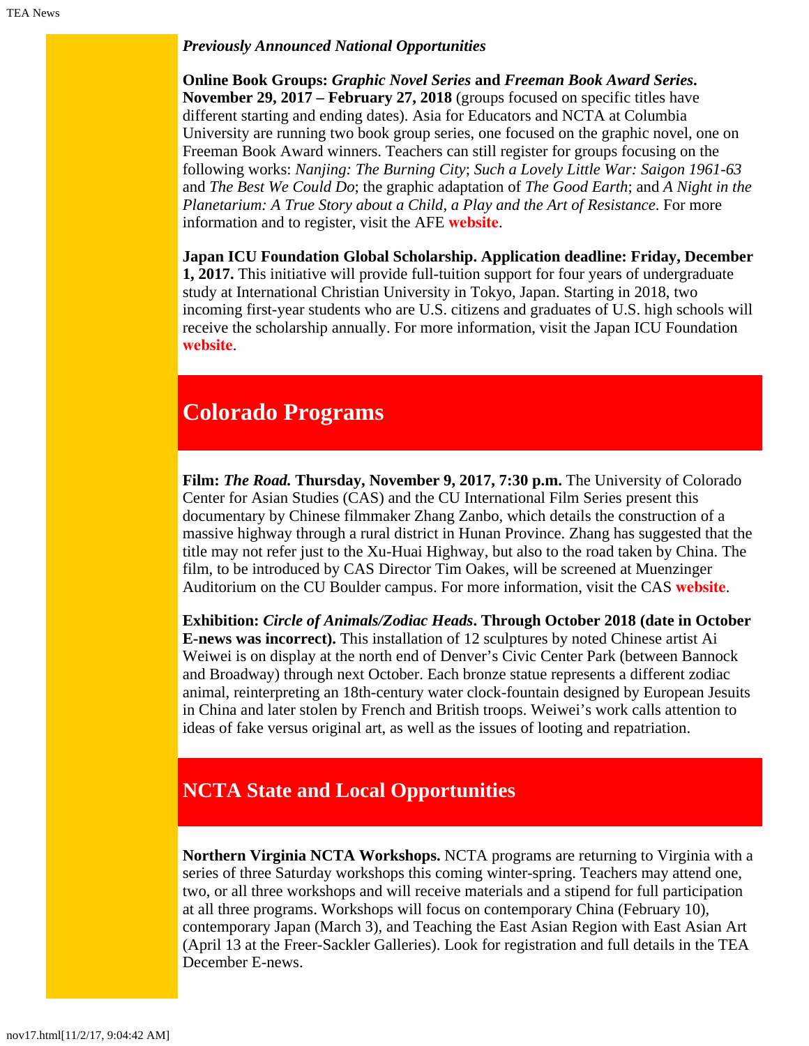***Previously Announced National Opportunities***

**Online Book Groups: *Graphic Novel Series* and *Freeman Book Award Series*. November 29, 2017 – February 27, 2018** (groups focused on specific titles have different starting and ending dates). Asia for Educators and NCTA at Columbia University are running two book group series, one focused on the graphic novel, one on Freeman Book Award winners. Teachers can still register for groups focusing on the following works: *Nanjing: The Burning City*; *Such a Lovely Little War: Saigon 1961-63* and *The Best We Could Do*; the graphic adaptation of *The Good Earth*; and *A Night in the Planetarium: A True Story about a Child, a Play and the Art of Resistance*. For more information and to register, visit the AFE **website**.

**Japan ICU Foundation Global Scholarship. Application deadline: Friday, December 1, 2017.** This initiative will provide full-tuition support for four years of undergraduate study at International Christian University in Tokyo, Japan. Starting in 2018, two incoming first-year students who are U.S. citizens and graduates of U.S. high schools will receive the scholarship annually. For more information, visit the Japan ICU Foundation **website**.

## Colorado Programs

**Film: *The Road.* Thursday, November 9, 2017, 7:30 p.m.** The University of Colorado Center for Asian Studies (CAS) and the CU International Film Series present this documentary by Chinese filmmaker Zhang Zanbo, which details the construction of a massive highway through a rural district in Hunan Province. Zhang has suggested that the title may not refer just to the Xu-Huai Highway, but also to the road taken by China. The film, to be introduced by CAS Director Tim Oakes, will be screened at Muenzinger Auditorium on the CU Boulder campus. For more information, visit the CAS **website**.

**Exhibition: *Circle of Animals/Zodiac Heads*. Through October 2018 (date in October E-news was incorrect).** This installation of 12 sculptures by noted Chinese artist Ai Weiwei is on display at the north end of Denver's Civic Center Park (between Bannock and Broadway) through next October. Each bronze statue represents a different zodiac animal, reinterpreting an 18th-century water clock-fountain designed by European Jesuits in China and later stolen by French and British troops. Weiwei's work calls attention to ideas of fake versus original art, as well as the issues of looting and repatriation.

## NCTA State and Local Opportunities

**Northern Virginia NCTA Workshops.** NCTA programs are returning to Virginia with a series of three Saturday workshops this coming winter-spring. Teachers may attend one, two, or all three workshops and will receive materials and a stipend for full participation at all three programs. Workshops will focus on contemporary China (February 10), contemporary Japan (March 3), and Teaching the East Asian Region with East Asian Art (April 13 at the Freer-Sackler Galleries). Look for registration and full details in the TEA December E-news.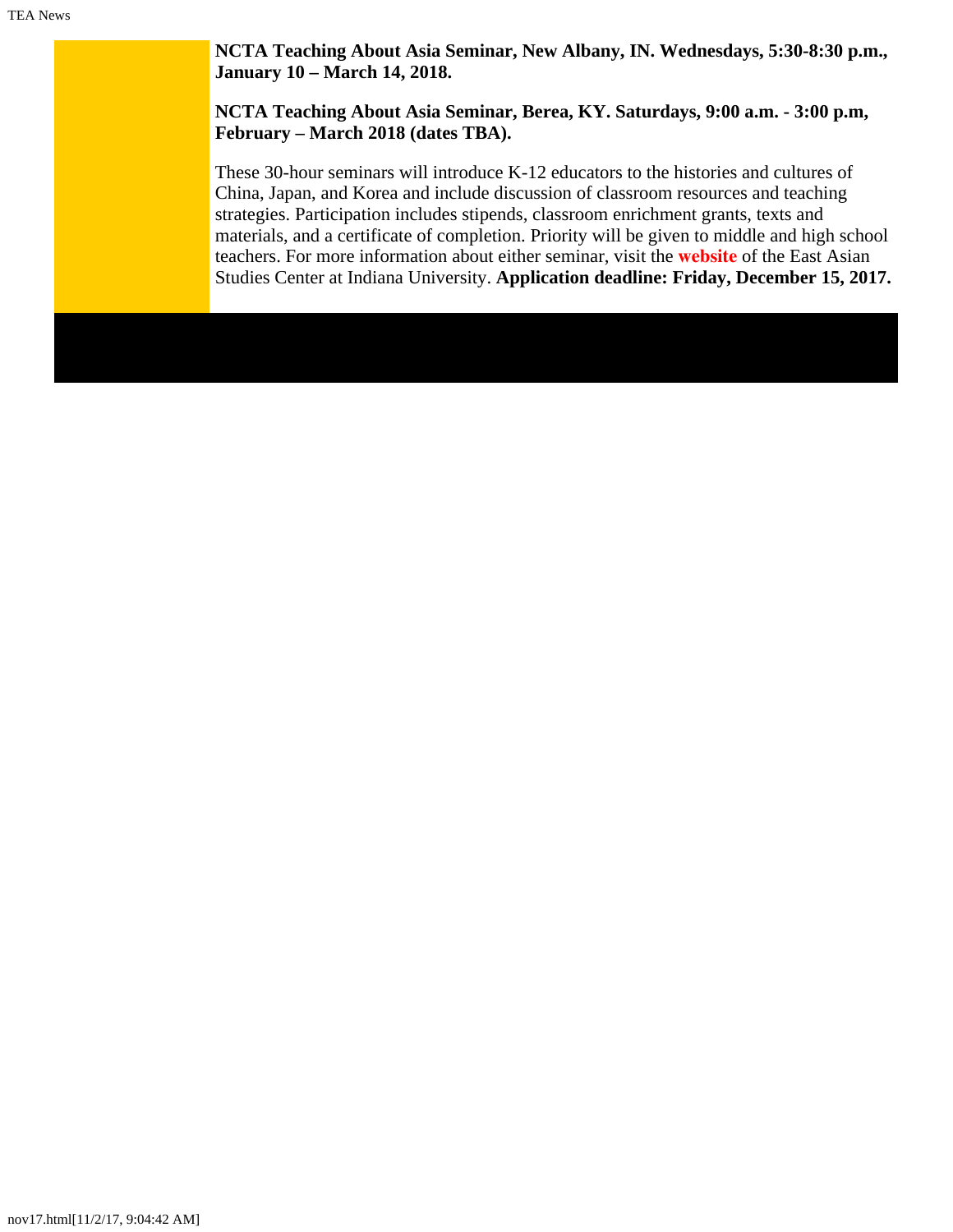**NCTA Teaching About Asia Seminar, New Albany, IN. Wednesdays, 5:30-8:30 p.m., January 10 – March 14, 2018.**

**NCTA Teaching About Asia Seminar, Berea, KY. Saturdays, 9:00 a.m. - 3:00 p.m, February – March 2018 (dates TBA).**

These 30-hour seminars will introduce K-12 educators to the histories and cultures of China, Japan, and Korea and include discussion of classroom resources and teaching strategies. Participation includes stipends, classroom enrichment grants, texts and materials, and a certificate of completion. Priority will be given to middle and high school teachers. For more information about either seminar, visit the **website** of the East Asian Studies Center at Indiana University. **Application deadline: Friday, December 15, 2017.**